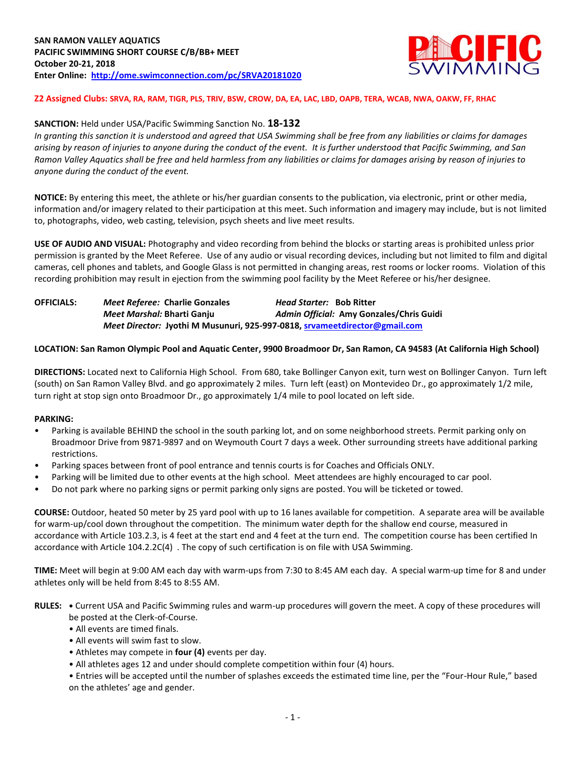**SAN RAMON VALLEY AQUATICS**
**PACIFIC SWIMMING SHORT COURSE C/B/BB+ MEET**
**October 20-21, 2018**
**Enter Online: [http://ome.swimconnection.com/pc/SRVA20181020](http://ome.swimconnection.com/pc/SRVA20181020)**

**Z2 Assigned Clubs: SRVA, RA, RAM, TIGR, PLS, TRIV, BSW, CROW, DA, EA, LAC, LBD, OAPB, TERA, WCAB, NWA, OAKW, FF, RHAC**

**SANCTION:** Held under USA/Pacific Swimming Sanction No. **18-132**
*In granting this sanction it is understood and agreed that USA Swimming shall be free from any liabilities or claims for damages arising by reason of injuries to anyone during the conduct of the event. It is further understood that Pacific Swimming, and San Ramon Valley Aquatics shall be free and held harmless from any liabilities or claims for damages arising by reason of injuries to anyone during the conduct of the event.*

**NOTICE:** By entering this meet, the athlete or his/her guardian consents to the publication, via electronic, print or other media, information and/or imagery related to their participation at this meet. Such information and imagery may include, but is not limited to, photographs, video, web casting, television, psych sheets and live meet results.

**USE OF AUDIO AND VISUAL:** Photography and video recording from behind the blocks or starting areas is prohibited unless prior permission is granted by the Meet Referee. Use of any audio or visual recording devices, including but not limited to film and digital cameras, cell phones and tablets, and Google Glass is not permitted in changing areas, rest rooms or locker rooms. Violation of this recording prohibition may result in ejection from the swimming pool facility by the Meet Referee or his/her designee.

**OFFICIALS:** ***Meet Referee:*** **Charlie Gonzales** ***Head Starter:*** **Bob Ritter**
***Meet Marshal:*** **Bharti Ganju** ***Admin Official:*** **Amy Gonzales/Chris Guidi**
***Meet Director:*** **Jyothi M Musunuri, 925-997-0818, [srvameetdirector@gmail.com](mailto:srvameetdirector@gmail.com)**

**LOCATION: San Ramon Olympic Pool and Aquatic Center, 9900 Broadmoor Dr, San Ramon, CA 94583 (At California High School)**

**DIRECTIONS:** Located next to California High School. From 680, take Bollinger Canyon exit, turn west on Bollinger Canyon. Turn left (south) on San Ramon Valley Blvd. and go approximately 2 miles. Turn left (east) on Montevideo Dr., go approximately 1/2 mile, turn right at stop sign onto Broadmoor Dr., go approximately 1/4 mile to pool located on left side.

**PARKING:**

- Parking is available BEHIND the school in the south parking lot, and on some neighborhood streets. Permit parking only on Broadmoor Drive from 9871-9897 and on Weymouth Court 7 days a week. Other surrounding streets have additional parking restrictions.
- Parking spaces between front of pool entrance and tennis courts is for Coaches and Officials ONLY.
- Parking will be limited due to other events at the high school. Meet attendees are highly encouraged to car pool.
- Do not park where no parking signs or permit parking only signs are posted. You will be ticketed or towed.

**COURSE:** Outdoor, heated 50 meter by 25 yard pool with up to 16 lanes available for competition. A separate area will be available for warm-up/cool down throughout the competition. The minimum water depth for the shallow end course, measured in accordance with Article 103.2.3, is 4 feet at the start end and 4 feet at the turn end. The competition course has been certified In accordance with Article 104.2.2C(4) . The copy of such certification is on file with USA Swimming.

**TIME:** Meet will begin at 9:00 AM each day with warm-ups from 7:30 to 8:45 AM each day. A special warm-up time for 8 and under athletes only will be held from 8:45 to 8:55 AM.

**RULES:**

- Current USA and Pacific Swimming rules and warm-up procedures will govern the meet. A copy of these procedures will be posted at the Clerk-of-Course.
- All events are timed finals.
- All events will swim fast to slow.
- Athletes may compete in **four (4)** events per day.
- All athletes ages 12 and under should complete competition within four (4) hours.
- Entries will be accepted until the number of splashes exceeds the estimated time line, per the "Four-Hour Rule," based on the athletes' age and gender.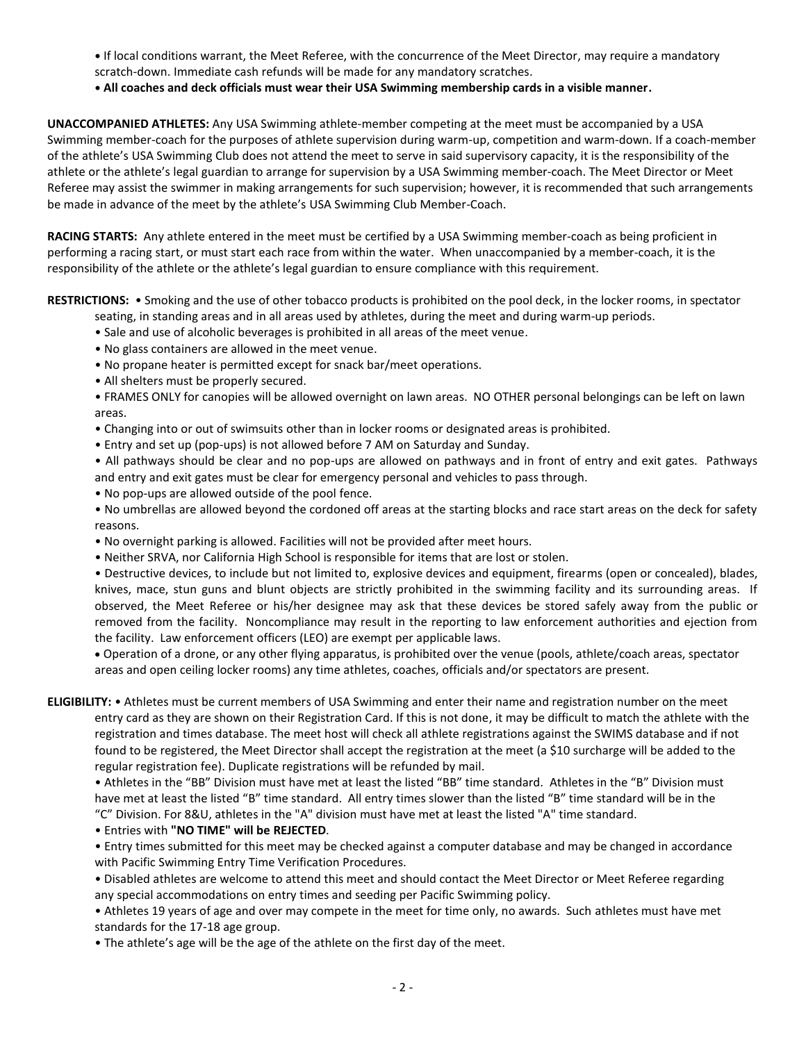• If local conditions warrant, the Meet Referee, with the concurrence of the Meet Director, may require a mandatory scratch-down. Immediate cash refunds will be made for any mandatory scratches.

• **All coaches and deck officials must wear their USA Swimming membership cards in a visible manner.**

**UNACCOMPANIED ATHLETES:** Any USA Swimming athlete-member competing at the meet must be accompanied by a USA Swimming member-coach for the purposes of athlete supervision during warm-up, competition and warm-down. If a coach-member of the athlete's USA Swimming Club does not attend the meet to serve in said supervisory capacity, it is the responsibility of the athlete or the athlete's legal guardian to arrange for supervision by a USA Swimming member-coach. The Meet Director or Meet Referee may assist the swimmer in making arrangements for such supervision; however, it is recommended that such arrangements be made in advance of the meet by the athlete's USA Swimming Club Member-Coach.

**RACING STARTS:** Any athlete entered in the meet must be certified by a USA Swimming member-coach as being proficient in performing a racing start, or must start each race from within the water. When unaccompanied by a member-coach, it is the responsibility of the athlete or the athlete's legal guardian to ensure compliance with this requirement.

**RESTRICTIONS:**

- Smoking and the use of other tobacco products is prohibited on the pool deck, in the locker rooms, in spectator seating, in standing areas and in all areas used by athletes, during the meet and during warm-up periods.
- Sale and use of alcoholic beverages is prohibited in all areas of the meet venue.
- No glass containers are allowed in the meet venue.
- No propane heater is permitted except for snack bar/meet operations.
- All shelters must be properly secured.
- FRAMES ONLY for canopies will be allowed overnight on lawn areas. NO OTHER personal belongings can be left on lawn areas.
- Changing into or out of swimsuits other than in locker rooms or designated areas is prohibited.
- Entry and set up (pop-ups) is not allowed before 7 AM on Saturday and Sunday.
- All pathways should be clear and no pop-ups are allowed on pathways and in front of entry and exit gates. Pathways and entry and exit gates must be clear for emergency personal and vehicles to pass through.
- No pop-ups are allowed outside of the pool fence.
- No umbrellas are allowed beyond the cordoned off areas at the starting blocks and race start areas on the deck for safety reasons.
- No overnight parking is allowed. Facilities will not be provided after meet hours.
- Neither SRVA, nor California High School is responsible for items that are lost or stolen.
- Destructive devices, to include but not limited to, explosive devices and equipment, firearms (open or concealed), blades, knives, mace, stun guns and blunt objects are strictly prohibited in the swimming facility and its surrounding areas. If observed, the Meet Referee or his/her designee may ask that these devices be stored safely away from the public or removed from the facility. Noncompliance may result in the reporting to law enforcement authorities and ejection from the facility. Law enforcement officers (LEO) are exempt per applicable laws.
- Operation of a drone, or any other flying apparatus, is prohibited over the venue (pools, athlete/coach areas, spectator areas and open ceiling locker rooms) any time athletes, coaches, officials and/or spectators are present.

**ELIGIBILITY:**

- Athletes must be current members of USA Swimming and enter their name and registration number on the meet entry card as they are shown on their Registration Card. If this is not done, it may be difficult to match the athlete with the registration and times database. The meet host will check all athlete registrations against the SWIMS database and if not found to be registered, the Meet Director shall accept the registration at the meet (a $10 surcharge will be added to the regular registration fee). Duplicate registrations will be refunded by mail.
- Athletes in the "BB" Division must have met at least the listed "BB" time standard. Athletes in the "B" Division must have met at least the listed "B" time standard. All entry times slower than the listed "B" time standard will be in the "C" Division. For 8&U, athletes in the "A" division must have met at least the listed "A" time standard.
- Entries with **"NO TIME" will be REJECTED**.
- Entry times submitted for this meet may be checked against a computer database and may be changed in accordance with Pacific Swimming Entry Time Verification Procedures.
- Disabled athletes are welcome to attend this meet and should contact the Meet Director or Meet Referee regarding any special accommodations on entry times and seeding per Pacific Swimming policy.
- Athletes 19 years of age and over may compete in the meet for time only, no awards. Such athletes must have met standards for the 17-18 age group.
- The athlete's age will be the age of the athlete on the first day of the meet.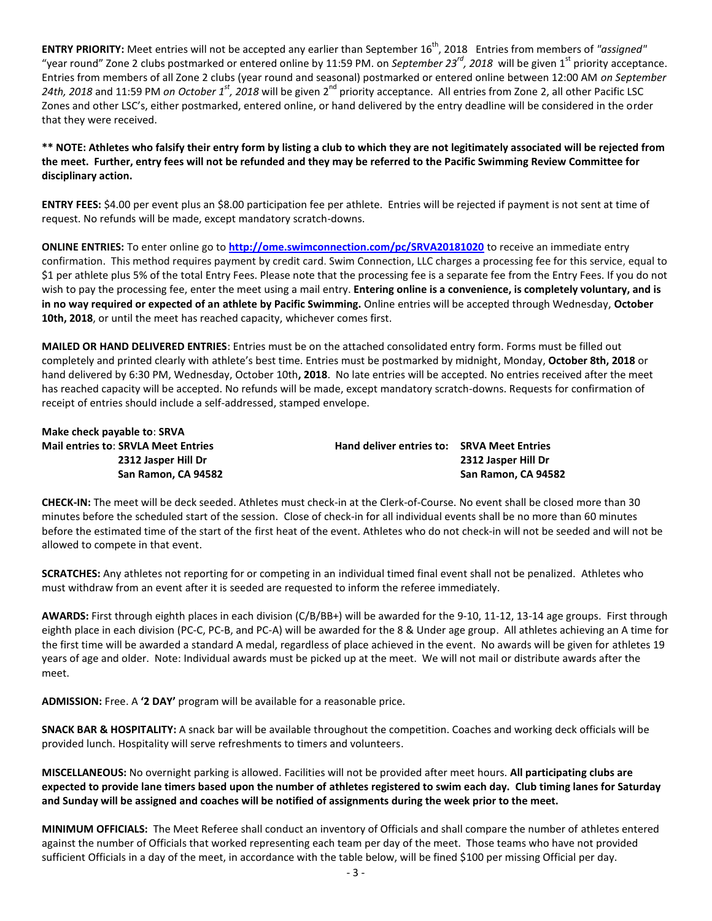**ENTRY PRIORITY:** Meet entries will not be accepted any earlier than September 16th, 2018 Entries from members of *"assigned"* "year round" Zone 2 clubs postmarked or entered online by 11:59 PM. on *September 23rd, 2018* will be given 1st priority acceptance. Entries from members of all Zone 2 clubs (year round and seasonal) postmarked or entered online between 12:00 AM *on September 24th, 2018* and 11:59 PM *on October 1st, 2018* will be given 2nd priority acceptance. All entries from Zone 2, all other Pacific LSC Zones and other LSC's, either postmarked, entered online, or hand delivered by the entry deadline will be considered in the order that they were received.

**** NOTE: Athletes who falsify their entry form by listing a club to which they are not legitimately associated will be rejected from the meet. Further, entry fees will not be refunded and they may be referred to the Pacific Swimming Review Committee for disciplinary action.**

**ENTRY FEES:** $4.00 per event plus an $8.00 participation fee per athlete. Entries will be rejected if payment is not sent at time of request. No refunds will be made, except mandatory scratch-downs.

**ONLINE ENTRIES:** To enter online go to **http://ome.swimconnection.com/pc/SRVA20181020** to receive an immediate entry confirmation. This method requires payment by credit card. Swim Connection, LLC charges a processing fee for this service, equal to $1 per athlete plus 5% of the total Entry Fees. Please note that the processing fee is a separate fee from the Entry Fees. If you do not wish to pay the processing fee, enter the meet using a mail entry. **Entering online is a convenience, is completely voluntary, and is in no way required or expected of an athlete by Pacific Swimming.** Online entries will be accepted through Wednesday, **October 10th, 2018**, or until the meet has reached capacity, whichever comes first.

**MAILED OR HAND DELIVERED ENTRIES**: Entries must be on the attached consolidated entry form. Forms must be filled out completely and printed clearly with athlete's best time. Entries must be postmarked by midnight, Monday, **October 8th, 2018** or hand delivered by 6:30 PM, Wednesday, October 10th**, 2018**. No late entries will be accepted. No entries received after the meet has reached capacity will be accepted. No refunds will be made, except mandatory scratch-downs. Requests for confirmation of receipt of entries should include a self-addressed, stamped envelope.

**Make check payable to**: **SRVA**

**Mail entries to**: **SRVLA Meet Entries**
**2312 Jasper Hill Dr**
**San Ramon, CA 94582**

**Hand deliver entries to: SRVA Meet Entries**
**2312 Jasper Hill Dr**
**San Ramon, CA 94582**

**CHECK-IN:** The meet will be deck seeded. Athletes must check-in at the Clerk-of-Course. No event shall be closed more than 30 minutes before the scheduled start of the session. Close of check-in for all individual events shall be no more than 60 minutes before the estimated time of the start of the first heat of the event. Athletes who do not check-in will not be seeded and will not be allowed to compete in that event.

**SCRATCHES:** Any athletes not reporting for or competing in an individual timed final event shall not be penalized. Athletes who must withdraw from an event after it is seeded are requested to inform the referee immediately.

**AWARDS:** First through eighth places in each division (C/B/BB+) will be awarded for the 9-10, 11-12, 13-14 age groups. First through eighth place in each division (PC-C, PC-B, and PC-A) will be awarded for the 8 & Under age group. All athletes achieving an A time for the first time will be awarded a standard A medal, regardless of place achieved in the event. No awards will be given for athletes 19 years of age and older. Note: Individual awards must be picked up at the meet. We will not mail or distribute awards after the meet.

**ADMISSION:** Free. A **'2 DAY'** program will be available for a reasonable price.

**SNACK BAR & HOSPITALITY:** A snack bar will be available throughout the competition. Coaches and working deck officials will be provided lunch. Hospitality will serve refreshments to timers and volunteers.

**MISCELLANEOUS:** No overnight parking is allowed. Facilities will not be provided after meet hours. **All participating clubs are expected to provide lane timers based upon the number of athletes registered to swim each day. Club timing lanes for Saturday and Sunday will be assigned and coaches will be notified of assignments during the week prior to the meet.**

**MINIMUM OFFICIALS:** The Meet Referee shall conduct an inventory of Officials and shall compare the number of athletes entered against the number of Officials that worked representing each team per day of the meet. Those teams who have not provided sufficient Officials in a day of the meet, in accordance with the table below, will be fined $100 per missing Official per day.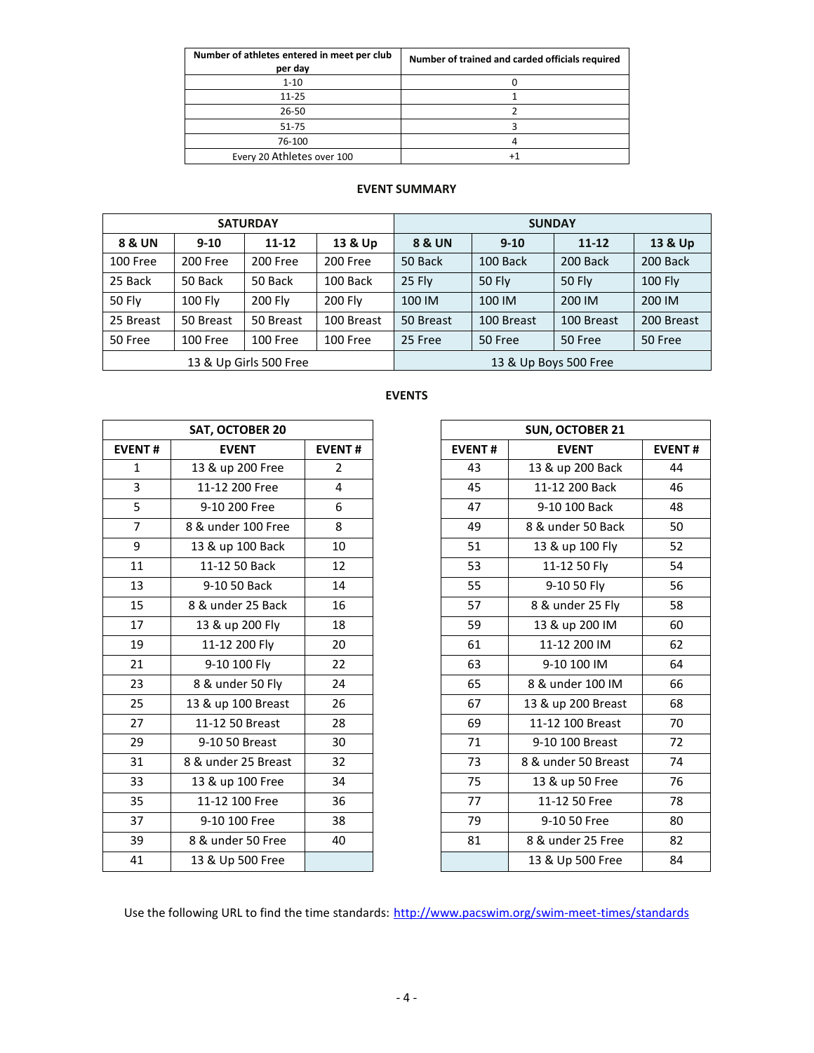| Number of athletes entered in meet per club per day | Number of trained and carded officials required |
| --- | --- |
| 1-10 | 0 |
| 11-25 | 1 |
| 26-50 | 2 |
| 51-75 | 3 |
| 76-100 | 4 |
| Every 20 Athletes over 100 | +1 |

## EVENT SUMMARY

| SATURDAY | | | | SUNDAY | | | |
| --- | --- | --- | --- | --- | --- | --- | --- |
| 8 & UN | 9-10 | 11-12 | 13 & Up | 8 & UN | 9-10 | 11-12 | 13 & Up |
| 100 Free | 200 Free | 200 Free | 200 Free | 50 Back | 100 Back | 200 Back | 200 Back |
| 25 Back | 50 Back | 50 Back | 100 Back | 25 Fly | 50 Fly | 50 Fly | 100 Fly |
| 50 Fly | 100 Fly | 200 Fly | 200 Fly | 100 IM | 100 IM | 200 IM | 200 IM |
| 25 Breast | 50 Breast | 50 Breast | 100 Breast | 50 Breast | 100 Breast | 100 Breast | 200 Breast |
| 50 Free | 100 Free | 100 Free | 100 Free | 25 Free | 50 Free | 50 Free | 50 Free |
| 13 & Up Girls 500 Free | | | | 13 & Up Boys 500 Free | | | |

## EVENTS

| SAT, OCTOBER 20 | | |
| --- | --- | --- |
| EVENT # | EVENT | EVENT # |
| 1 | 13 & up 200 Free | 2 |
| 3 | 11-12 200 Free | 4 |
| 5 | 9-10 200 Free | 6 |
| 7 | 8 & under 100 Free | 8 |
| 9 | 13 & up 100 Back | 10 |
| 11 | 11-12 50 Back | 12 |
| 13 | 9-10 50 Back | 14 |
| 15 | 8 & under 25 Back | 16 |
| 17 | 13 & up 200 Fly | 18 |
| 19 | 11-12 200 Fly | 20 |
| 21 | 9-10 100 Fly | 22 |
| 23 | 8 & under 50 Fly | 24 |
| 25 | 13 & up 100 Breast | 26 |
| 27 | 11-12 50 Breast | 28 |
| 29 | 9-10 50 Breast | 30 |
| 31 | 8 & under 25 Breast | 32 |
| 33 | 13 & up 100 Free | 34 |
| 35 | 11-12 100 Free | 36 |
| 37 | 9-10 100 Free | 38 |
| 39 | 8 & under 50 Free | 40 |
| 41 | 13 & Up 500 Free | |

| SUN, OCTOBER 21 | | |
| --- | --- | --- |
| EVENT # | EVENT | EVENT # |
| 43 | 13 & up 200 Back | 44 |
| 45 | 11-12 200 Back | 46 |
| 47 | 9-10 100 Back | 48 |
| 49 | 8 & under 50 Back | 50 |
| 51 | 13 & up 100 Fly | 52 |
| 53 | 11-12 50 Fly | 54 |
| 55 | 9-10 50 Fly | 56 |
| 57 | 8 & under 25 Fly | 58 |
| 59 | 13 & up 200 IM | 60 |
| 61 | 11-12 200 IM | 62 |
| 63 | 9-10 100 IM | 64 |
| 65 | 8 & under 100 IM | 66 |
| 67 | 13 & up 200 Breast | 68 |
| 69 | 11-12 100 Breast | 70 |
| 71 | 9-10 100 Breast | 72 |
| 73 | 8 & under 50 Breast | 74 |
| 75 | 13 & up 50 Free | 76 |
| 77 | 11-12 50 Free | 78 |
| 79 | 9-10 50 Free | 80 |
| 81 | 8 & under 25 Free | 82 |
| | 13 & Up 500 Free | 84 |

Use the following URL to find the time standards: http://www.pacswim.org/swim-meet-times/standards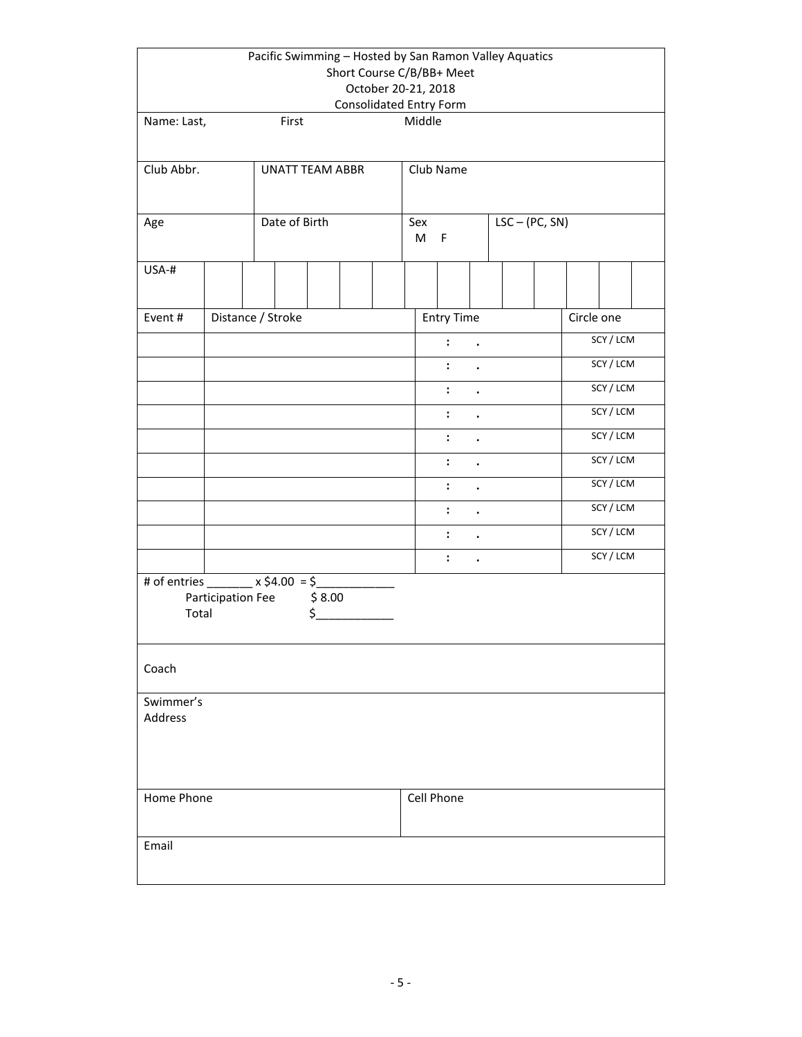Pacific Swimming – Hosted by San Ramon Valley Aquatics
Short Course C/B/BB+ Meet
October 20-21, 2018
Consolidated Entry Form

| Name: Last, | First | Middle |
|---|---|---|
| | | |

| Club Abbr. | UNATT TEAM ABBR | Club Name |
|---|---|---|
| | | |

| Age | Date of Birth | Sex M F | LSC – (PC, SN) |
|---|---|---|---|
| | | | |

| USA-# | | | | | | | | | | | | | | |
|---|---|---|---|---|---|---|---|---|---|---|---|---|---|---|
| | | | | | | | | | | | | | | |

| Event # | Distance / Stroke | Entry Time | Circle one |
|---|---|---|---|
| | | : . | SCY / LCM |
| | | : . | SCY / LCM |
| | | : . | SCY / LCM |
| | | : . | SCY / LCM |
| | | : . | SCY / LCM |
| | | : . | SCY / LCM |
| | | : . | SCY / LCM |
| | | : . | SCY / LCM |
| | | : . | SCY / LCM |
| | | : . | SCY / LCM |

# of entries _______ x $4.00 = $____________

Participation Fee $ 8.00

Total $____________

Coach

Swimmer's Address

| Home Phone | Cell Phone |
|---|---|
| | |

Email